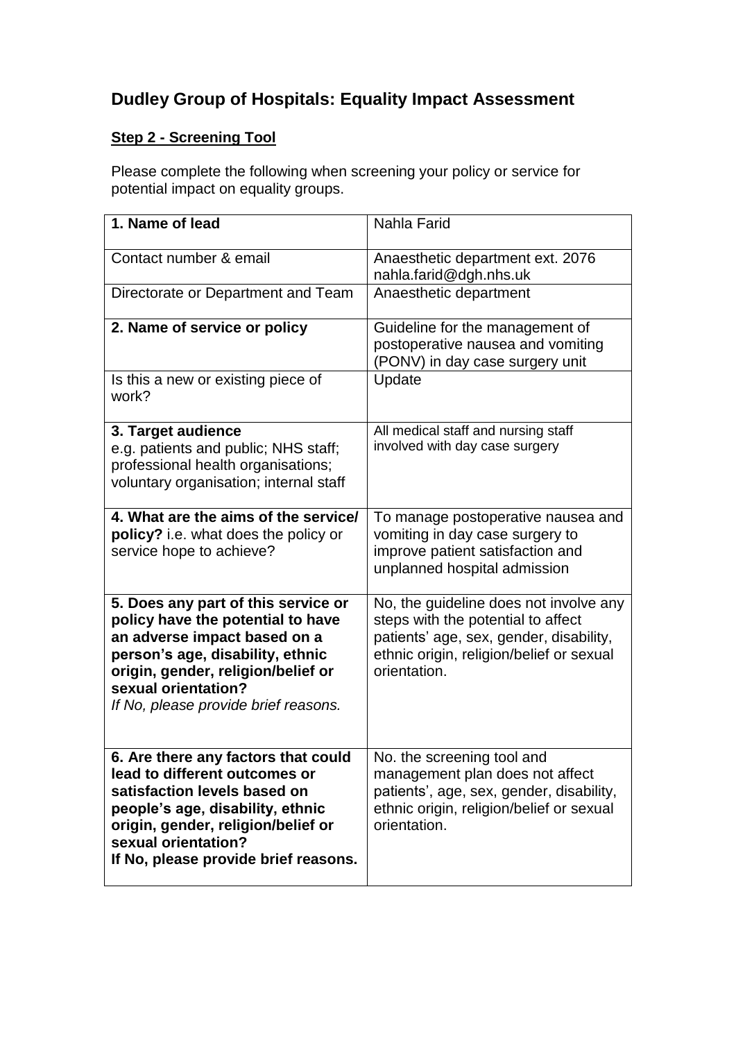# Dudley Group of Hospitals: Equality Impact Assessment

**Step 2 - Screening Tool**

Please complete the following when screening your policy or service for potential impact on equality groups.

| **1. Name of lead** | Nahla Farid |
|---|---|
| Contact number & email | Anaesthetic department ext. 2076 nahla.farid@dgh.nhs.uk |
| Directorate or Department and Team | Anaesthetic department |
| **2. Name of service or policy** | Guideline for the management of postoperative nausea and vomiting (PONV) in day case surgery unit |
| Is this a new or existing piece of work? | Update |
| **3. Target audience** e.g. patients and public; NHS staff; professional health organisations; voluntary organisation; internal staff | All medical staff and nursing staff involved with day case surgery |
| **4. What are the aims of the service/ policy?** i.e. what does the policy or service hope to achieve? | To manage postoperative nausea and vomiting in day case surgery to improve patient satisfaction and unplanned hospital admission |
| **5. Does any part of this service or policy have the potential to have an adverse impact based on a person's age, disability, ethnic origin, gender, religion/belief or sexual orientation?** *If No, please provide brief reasons.* | No, the guideline does not involve any steps with the potential to affect patients' age, sex, gender, disability, ethnic origin, religion/belief or sexual orientation. |
| **6. Are there any factors that could lead to different outcomes or satisfaction levels based on people's age, disability, ethnic origin, gender, religion/belief or sexual orientation? If No, please provide brief reasons.** | No. the screening tool and management plan does not affect patients', age, sex, gender, disability, ethnic origin, religion/belief or sexual orientation. |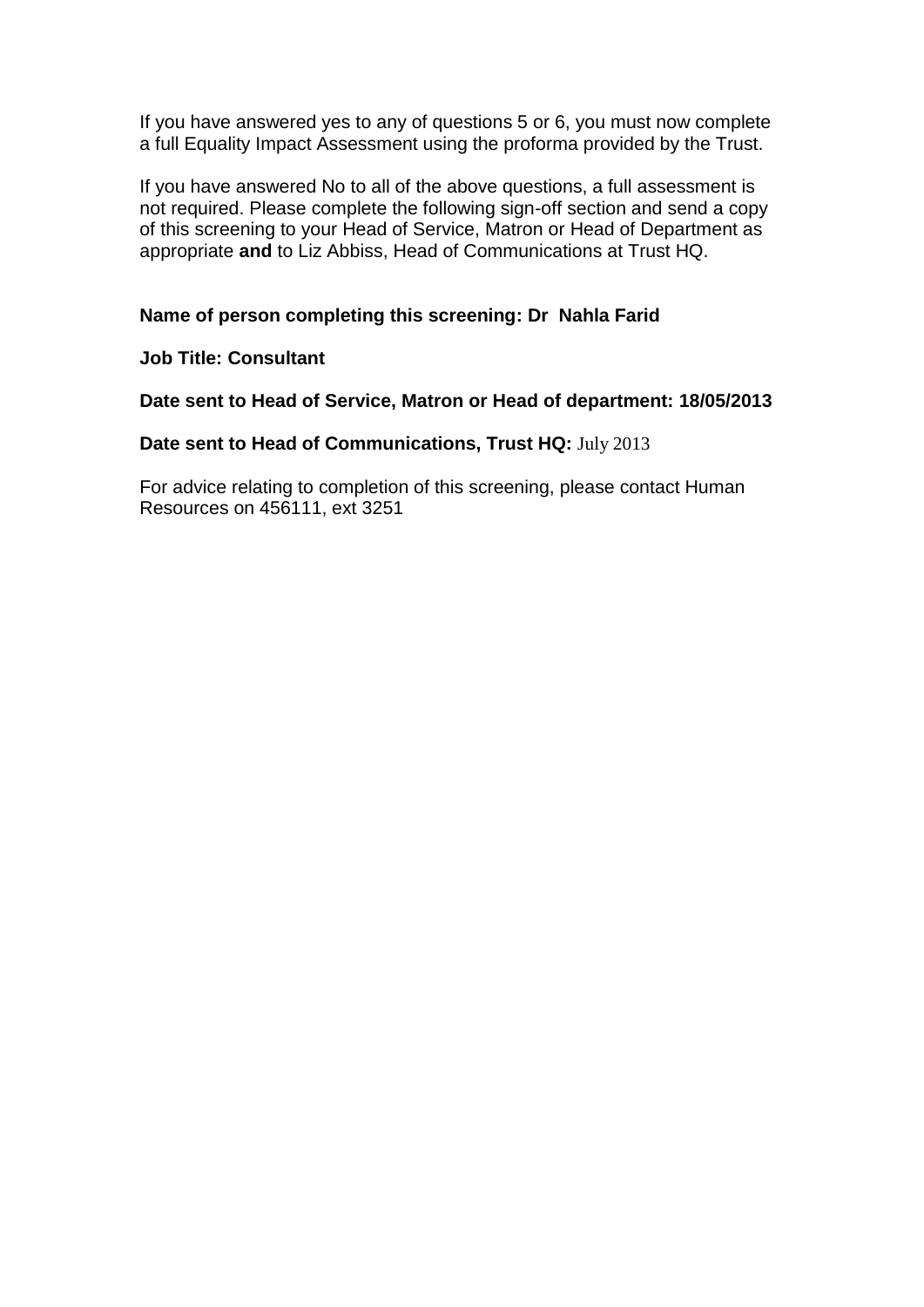If you have answered yes to any of questions 5 or 6, you must now complete a full Equality Impact Assessment using the proforma provided by the Trust.

If you have answered No to all of the above questions, a full assessment is not required. Please complete the following sign-off section and send a copy of this screening to your Head of Service, Matron or Head of Department as appropriate **and** to Liz Abbiss, Head of Communications at Trust HQ.

**Name of person completing this screening: Dr Nahla Farid**

**Job Title: Consultant**

**Date sent to Head of Service, Matron or Head of department: 18/05/2013**

**Date sent to Head of Communications, Trust HQ:** July 2013

For advice relating to completion of this screening, please contact Human Resources on 456111, ext 3251